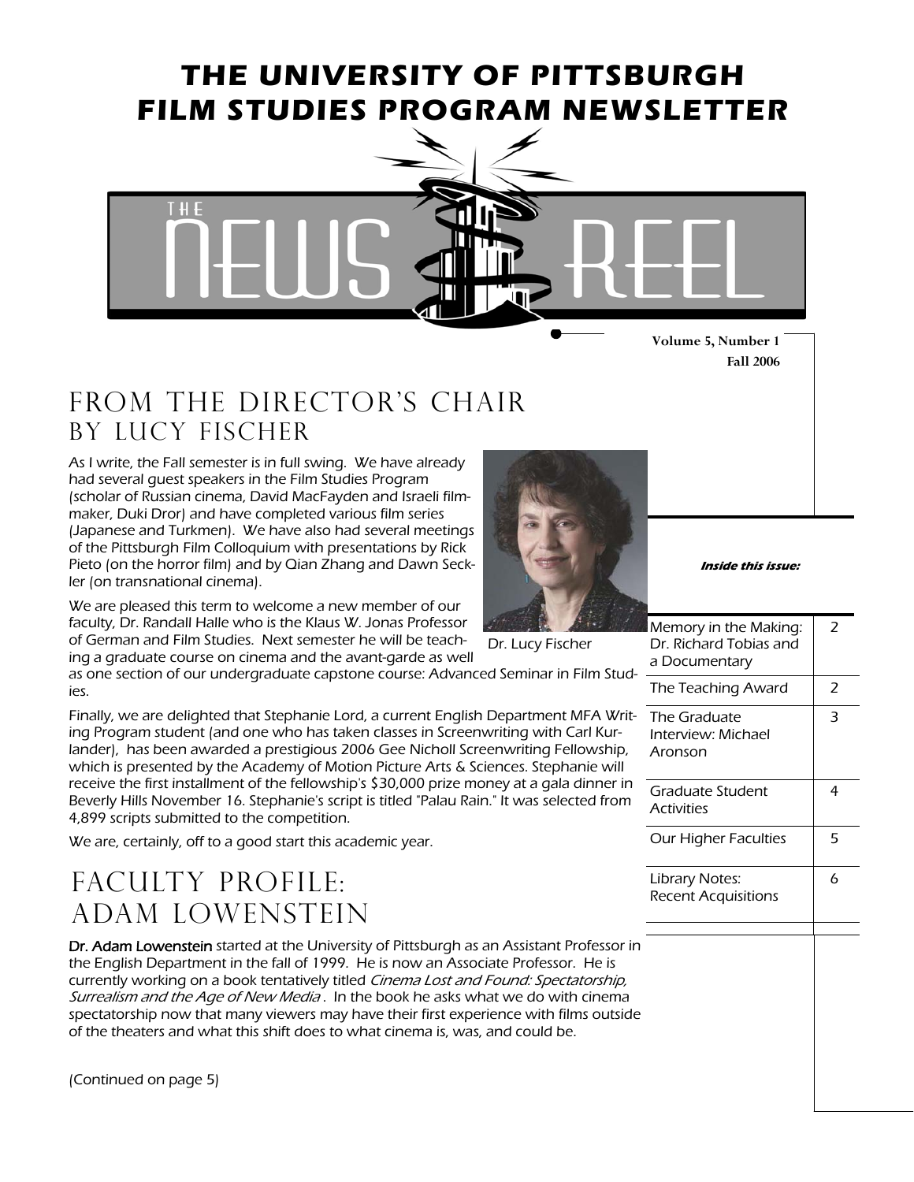# THE UNIVERSITY OF PITTSBURGH FILM STUDIES PROGRAM NEWSLETTER

THE NEWS REEL

**Volume 5, Number 1**
**Fall 2006**

## FROM THE DIRECTOR'S CHAIR BY LUCY FISCHER

*As I write, the Fall semester is in full swing. We have already had several guest speakers in the Film Studies Program (scholar of Russian cinema, David MacFayden and Israeli filmmaker, Duki Dror) and have completed various film series (Japanese and Turkmen). We have also had several meetings of the Pittsburgh Film Colloquium with presentations by Rick Pieto (on the horror film) and by Qian Zhang and Dawn Seckler (on transnational cinema).*

*We are pleased this term to welcome a new member of our faculty, Dr. Randall Halle who is the Klaus W. Jonas Professor of German and Film Studies. Next semester he will be teaching a graduate course on cinema and the avant-garde as well as one section of our undergraduate capstone course: Advanced Seminar in Film Studies.*

*Finally, we are delighted that Stephanie Lord, a current English Department MFA Writing Program student (and one who has taken classes in Screenwriting with Carl Kurlander), has been awarded a prestigious 2006 Gee Nicholl Screenwriting Fellowship, which is presented by the Academy of Motion Picture Arts & Sciences. Stephanie will receive the first installment of the fellowship's $30,000 prize money at a gala dinner in Beverly Hills November 16. Stephanie's script is titled "Palau Rain." It was selected from 4,899 scripts submitted to the competition.*

*We are, certainly, off to a good start this academic year.*

*Dr. Lucy Fischer*

**Inside this issue:**

| | |
|---|---|
| Memory in the Making: Dr. Richard Tobias and a Documentary | 2 |
| The Teaching Award | 2 |
| The Graduate Interview: Michael Aronson | 3 |
| Graduate Student Activities | 4 |
| Our Higher Faculties | 5 |
| Library Notes: Recent Acquisitions | 6 |

## FACULTY PROFILE: ADAM LOWENSTEIN

Dr. Adam Lowenstein started at the University of Pittsburgh as an Assistant Professor in the English Department in the fall of 1999. He is now an Associate Professor. He is currently working on a book tentatively titled *Cinema Lost and Found: Spectatorship, Surrealism and the Age of New Media*. In the book he asks what we do with cinema spectatorship now that many viewers may have their first experience with films outside of the theaters and what this shift does to what cinema is, was, and could be.

*(Continued on page 5)*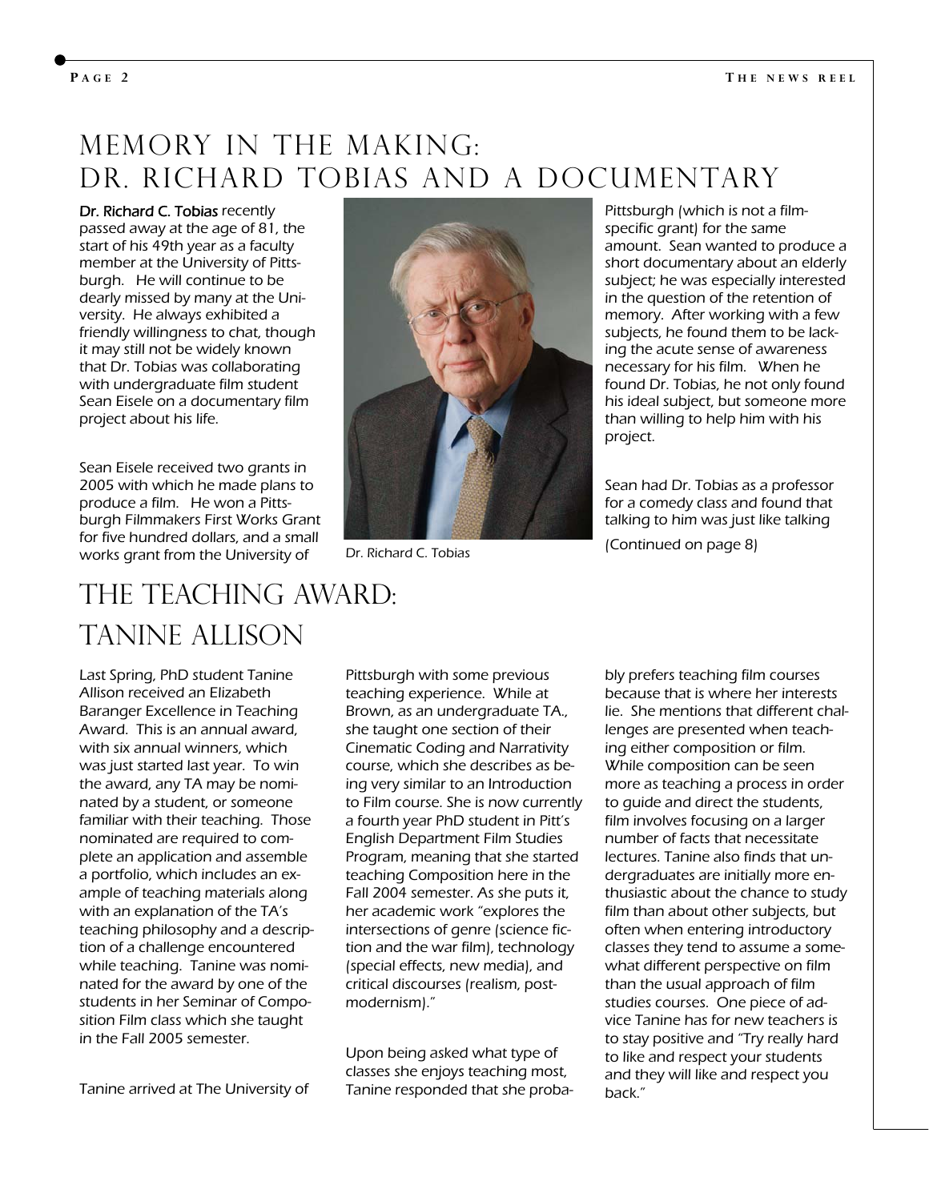# Memory in the Making: Dr. Richard Tobias and a Documentary

**Dr. Richard C. Tobias** recently passed away at the age of 81, the start of his 49th year as a faculty member at the University of Pittsburgh. He will continue to be dearly missed by many at the University. He always exhibited a friendly willingness to chat, though it may still not be widely known that Dr. Tobias was collaborating with undergraduate film student Sean Eisele on a documentary film project about his life.

Sean Eisele received two grants in 2005 with which he made plans to produce a film. He won a Pittsburgh Filmmakers First Works Grant for five hundred dollars, and a small works grant from the University of Pittsburgh (which is not a film-specific grant) for the same amount. Sean wanted to produce a short documentary about an elderly subject; he was especially interested in the question of the retention of memory. After working with a few subjects, he found them to be lacking the acute sense of awareness necessary for his film. When he found Dr. Tobias, he not only found his ideal subject, but someone more than willing to help him with his project.

Dr. Richard C. Tobias

Sean had Dr. Tobias as a professor for a comedy class and found that talking to him was just like talking

(Continued on page 8)

# The Teaching Award: Tanine Allison

Last Spring, PhD student Tanine Allison received an Elizabeth Baranger Excellence in Teaching Award. This is an annual award, with six annual winners, which was just started last year. To win the award, any TA may be nominated by a student, or someone familiar with their teaching. Those nominated are required to complete an application and assemble a portfolio, which includes an example of teaching materials along with an explanation of the TA's teaching philosophy and a description of a challenge encountered while teaching. Tanine was nominated for the award by one of the students in her Seminar of Composition Film class which she taught in the Fall 2005 semester.

Tanine arrived at The University of Pittsburgh with some previous teaching experience. While at Brown, as an undergraduate TA., she taught one section of their Cinematic Coding and Narrativity course, which she describes as being very similar to an Introduction to Film course. She is now currently a fourth year PhD student in Pitt's English Department Film Studies Program, meaning that she started teaching Composition here in the Fall 2004 semester. As she puts it, her academic work "explores the intersections of genre (science fiction and the war film), technology (special effects, new media), and critical discourses (realism, postmodernism)."

Upon being asked what type of classes she enjoys teaching most, Tanine responded that she probably prefers teaching film courses because that is where her interests lie. She mentions that different challenges are presented when teaching either composition or film. While composition can be seen more as teaching a process in order to guide and direct the students, film involves focusing on a larger number of facts that necessitate lectures. Tanine also finds that undergraduates are initially more enthusiastic about the chance to study film than about other subjects, but often when entering introductory classes they tend to assume a somewhat different perspective on film than the usual approach of film studies courses. One piece of advice Tanine has for new teachers is to stay positive and "Try really hard to like and respect your students and they will like and respect you back."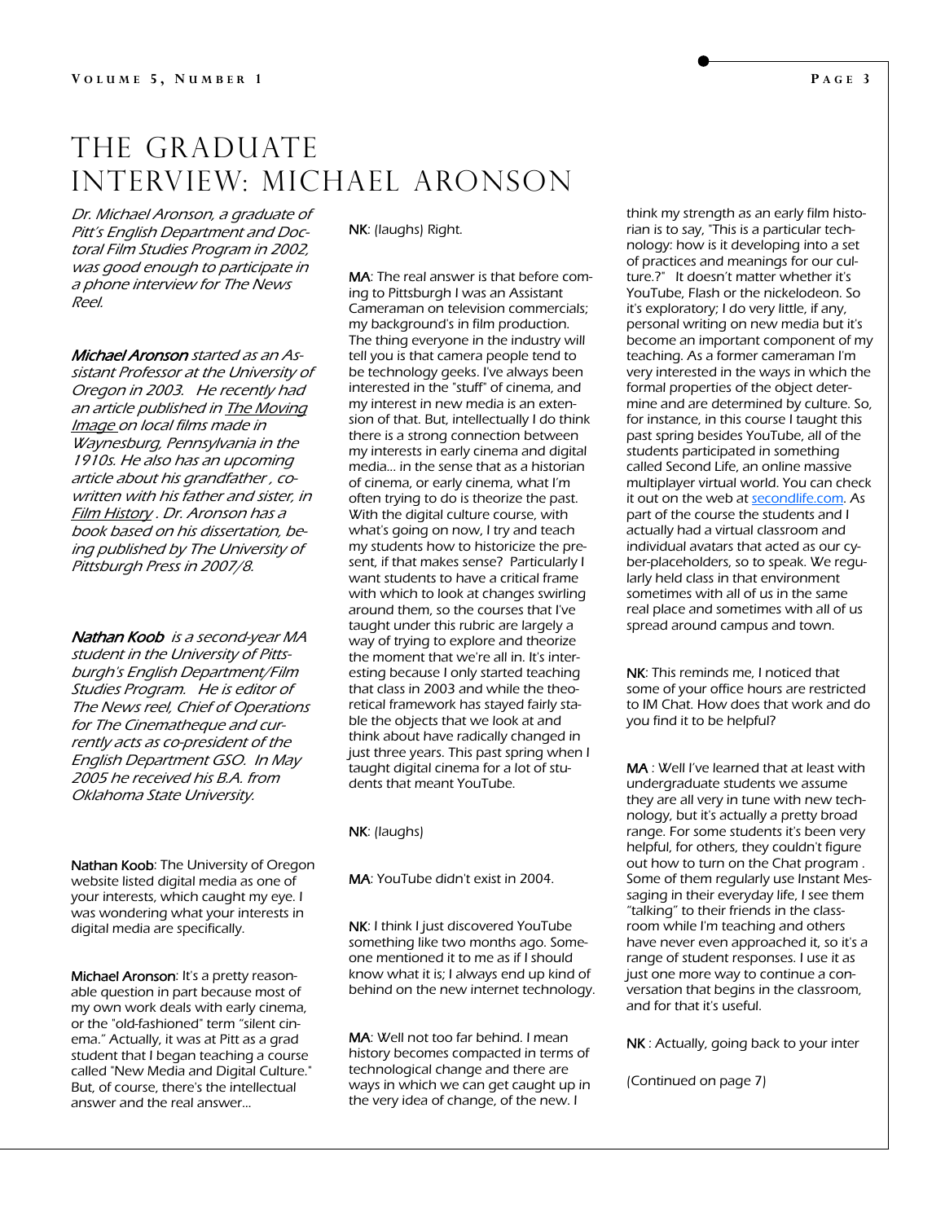# THE GRADUATE INTERVIEW: MICHAEL ARONSON

*Dr. Michael Aronson, a graduate of Pitt's English Department and Doctoral Film Studies Program in 2002, was good enough to participate in a phone interview for The News Reel.*

***Michael Aronson*** *started as an Assistant Professor at the University of Oregon in 2003. He recently had an article published in* *The Moving Image* *on local films made in Waynesburg, Pennsylvania in the 1910s. He also has an upcoming article about his grandfather , co-written with his father and sister, in* *Film History* *. Dr. Aronson has a book based on his dissertation, being published by The University of Pittsburgh Press in 2007/8.*

***Nathan Koob*** *is a second-year MA student in the University of Pittsburgh's English Department/Film Studies Program. He is editor of The News reel, Chief of Operations for The Cinematheque and currently acts as co-president of the English Department GSO. In May 2005 he received his B.A. from Oklahoma State University.*

**Nathan Koob**: The University of Oregon website listed digital media as one of your interests, which caught my eye. I was wondering what your interests in digital media are specifically.

**Michael Aronson**: It's a pretty reasonable question in part because most of my own work deals with early cinema, or the "old-fashioned" term "silent cinema." Actually, it was at Pitt as a grad student that I began teaching a course called "New Media and Digital Culture." But, of course, there's the intellectual answer and the real answer...

**NK**: (laughs) Right.

**MA**: The real answer is that before coming to Pittsburgh I was an Assistant Cameraman on television commercials; my background's in film production. The thing everyone in the industry will tell you is that camera people tend to be technology geeks. I've always been interested in the "stuff" of cinema, and my interest in new media is an extension of that. But, intellectually I do think there is a strong connection between my interests in early cinema and digital media... in the sense that as a historian of cinema, or early cinema, what I'm often trying to do is theorize the past. With the digital culture course, with what's going on now, I try and teach my students how to historicize the present, if that makes sense? Particularly I want students to have a critical frame with which to look at changes swirling around them, so the courses that I've taught under this rubric are largely a way of trying to explore and theorize the moment that we're all in. It's interesting because I only started teaching that class in 2003 and while the theoretical framework has stayed fairly stable the objects that we look at and think about have radically changed in just three years. This past spring when I taught digital cinema for a lot of students that meant YouTube.

**NK**: (laughs)

**MA**: YouTube didn't exist in 2004.

**NK**: I think I just discovered YouTube something like two months ago. Someone mentioned it to me as if I should know what it is; I always end up kind of behind on the new internet technology.

**MA**: Well not too far behind. I mean history becomes compacted in terms of technological change and there are ways in which we can get caught up in the very idea of change, of the new. I think my strength as an early film historian is to say, "This is a particular technology: how is it developing into a set of practices and meanings for our culture.?" It doesn't matter whether it's YouTube, Flash or the nickelodeon. So it's exploratory; I do very little, if any, personal writing on new media but it's become an important component of my teaching. As a former cameraman I'm very interested in the ways in which the formal properties of the object determine and are determined by culture. So, for instance, in this course I taught this past spring besides YouTube, all of the students participated in something called Second Life, an online massive multiplayer virtual world. You can check it out on the web at secondlife.com. As part of the course the students and I actually had a virtual classroom and individual avatars that acted as our cyber-placeholders, so to speak. We regularly held class in that environment sometimes with all of us in the same real place and sometimes with all of us spread around campus and town.

**NK**: This reminds me, I noticed that some of your office hours are restricted to IM Chat. How does that work and do you find it to be helpful?

**MA** : Well I've learned that at least with undergraduate students we assume they are all very in tune with new technology, but it's actually a pretty broad range. For some students it's been very helpful, for others, they couldn't figure out how to turn on the Chat program . Some of them regularly use Instant Messaging in their everyday life, I see them "talking" to their friends in the classroom while I'm teaching and others have never even approached it, so it's a range of student responses. I use it as just one more way to continue a conversation that begins in the classroom, and for that it's useful.

**NK** : Actually, going back to your inter

(Continued on page 7)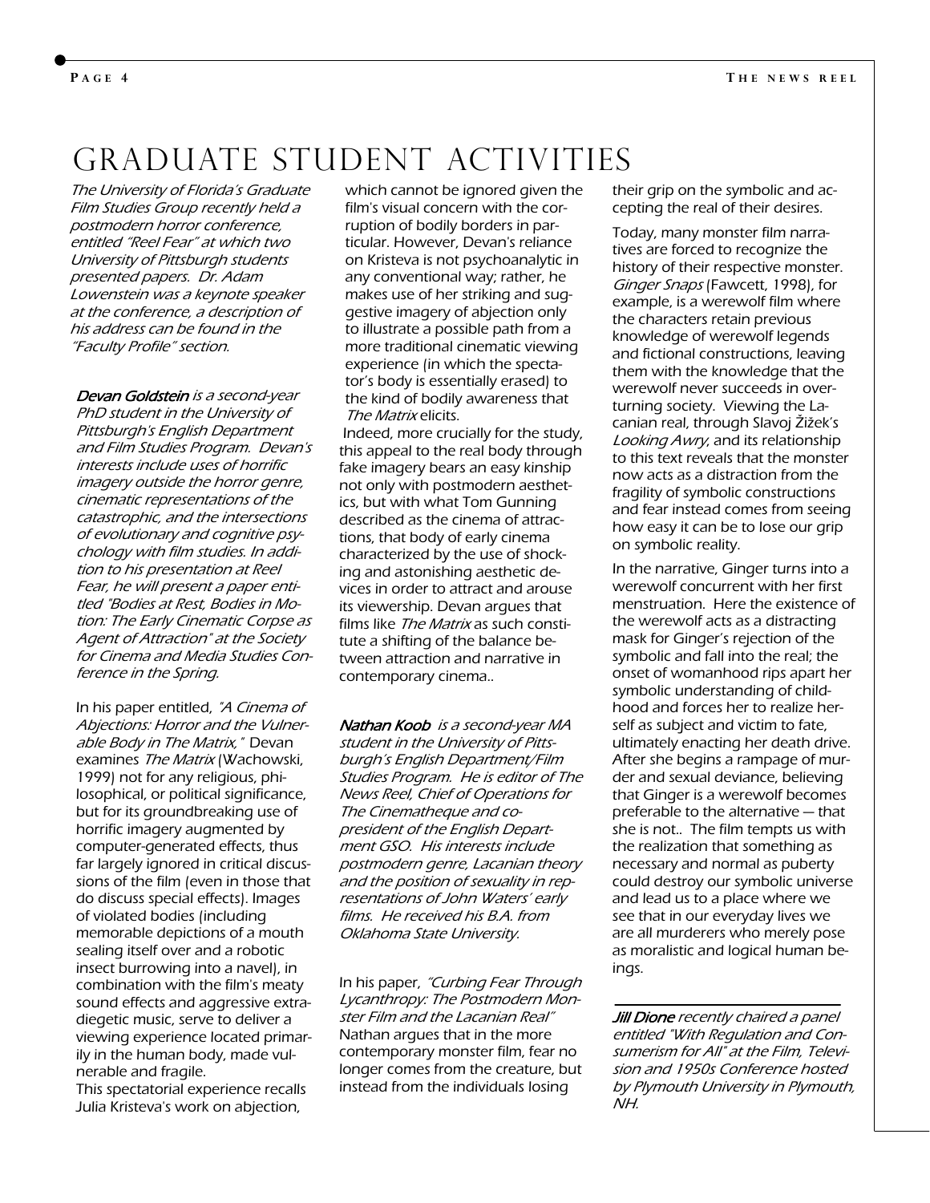# GRADUATE STUDENT ACTIVITIES

*The University of Florida's Graduate Film Studies Group recently held a postmodern horror conference, entitled "Reel Fear" at which two University of Pittsburgh students presented papers. Dr. Adam Lowenstein was a keynote speaker at the conference, a description of his address can be found in the "Faculty Profile" section.*

***Devan Goldstein** is a second-year PhD student in the University of Pittsburgh's English Department and Film Studies Program. Devan's interests include uses of horrific imagery outside the horror genre, cinematic representations of the catastrophic, and the intersections of evolutionary and cognitive psychology with film studies. In addition to his presentation at Reel Fear, he will present a paper entitled "Bodies at Rest, Bodies in Motion: The Early Cinematic Corpse as Agent of Attraction" at the Society for Cinema and Media Studies Conference in the Spring.*

In his paper entitled, *"A Cinema of Abjections: Horror and the Vulnerable Body in The Matrix,"* Devan examines *The Matrix* (Wachowski, 1999) not for any religious, philosophical, or political significance, but for its groundbreaking use of horrific imagery augmented by computer-generated effects, thus far largely ignored in critical discussions of the film (even in those that do discuss special effects). Images of violated bodies (including memorable depictions of a mouth sealing itself over and a robotic insect burrowing into a navel), in combination with the film's meaty sound effects and aggressive extra-diegetic music, serve to deliver a viewing experience located primarily in the human body, made vulnerable and fragile.
This spectatorial experience recalls Julia Kristeva's work on abjection, which cannot be ignored given the film's visual concern with the corruption of bodily borders in particular. However, Devan's reliance on Kristeva is not psychoanalytic in any conventional way; rather, he makes use of her striking and suggestive imagery of abjection only to illustrate a possible path from a more traditional cinematic viewing experience (in which the spectator's body is essentially erased) to the kind of bodily awareness that *The Matrix* elicits.
Indeed, more crucially for the study, this appeal to the real body through fake imagery bears an easy kinship not only with postmodern aesthetics, but with what Tom Gunning described as the cinema of attractions, that body of early cinema characterized by the use of shocking and astonishing aesthetic devices in order to attract and arouse its viewership. Devan argues that films like *The Matrix* as such constitute a shifting of the balance between attraction and narrative in contemporary cinema..

***Nathan Koob** is a second-year MA student in the University of Pittsburgh's English Department/Film Studies Program. He is editor of The News Reel, Chief of Operations for The Cinematheque and co-president of the English Department GSO. His interests include postmodern genre, Lacanian theory and the position of sexuality in representations of John Waters' early films. He received his B.A. from Oklahoma State University.*

In his paper, *"Curbing Fear Through Lycanthropy: The Postmodern Monster Film and the Lacanian Real"* Nathan argues that in the more contemporary monster film, fear no longer comes from the creature, but instead from the individuals losing their grip on the symbolic and accepting the real of their desires.

Today, many monster film narratives are forced to recognize the history of their respective monster. *Ginger Snaps* (Fawcett, 1998), for example, is a werewolf film where the characters retain previous knowledge of werewolf legends and fictional constructions, leaving them with the knowledge that the werewolf never succeeds in overturning society. Viewing the Lacanian real, through Slavoj Žižek's *Looking Awry*, and its relationship to this text reveals that the monster now acts as a distraction from the fragility of symbolic constructions and fear instead comes from seeing how easy it can be to lose our grip on symbolic reality.

In the narrative, Ginger turns into a werewolf concurrent with her first menstruation. Here the existence of the werewolf acts as a distracting mask for Ginger's rejection of the symbolic and fall into the real; the onset of womanhood rips apart her symbolic understanding of childhood and forces her to realize herself as subject and victim to fate, ultimately enacting her death drive. After she begins a rampage of murder and sexual deviance, believing that Ginger is a werewolf becomes preferable to the alternative — that she is not.. The film tempts us with the realization that something as necessary and normal as puberty could destroy our symbolic universe and lead us to a place where we see that in our everyday lives we are all murderers who merely pose as moralistic and logical human beings.

---

***Jill Dione** recently chaired a panel entitled "With Regulation and Consumerism for All" at the Film, Television and 1950s Conference hosted by Plymouth University in Plymouth, NH.*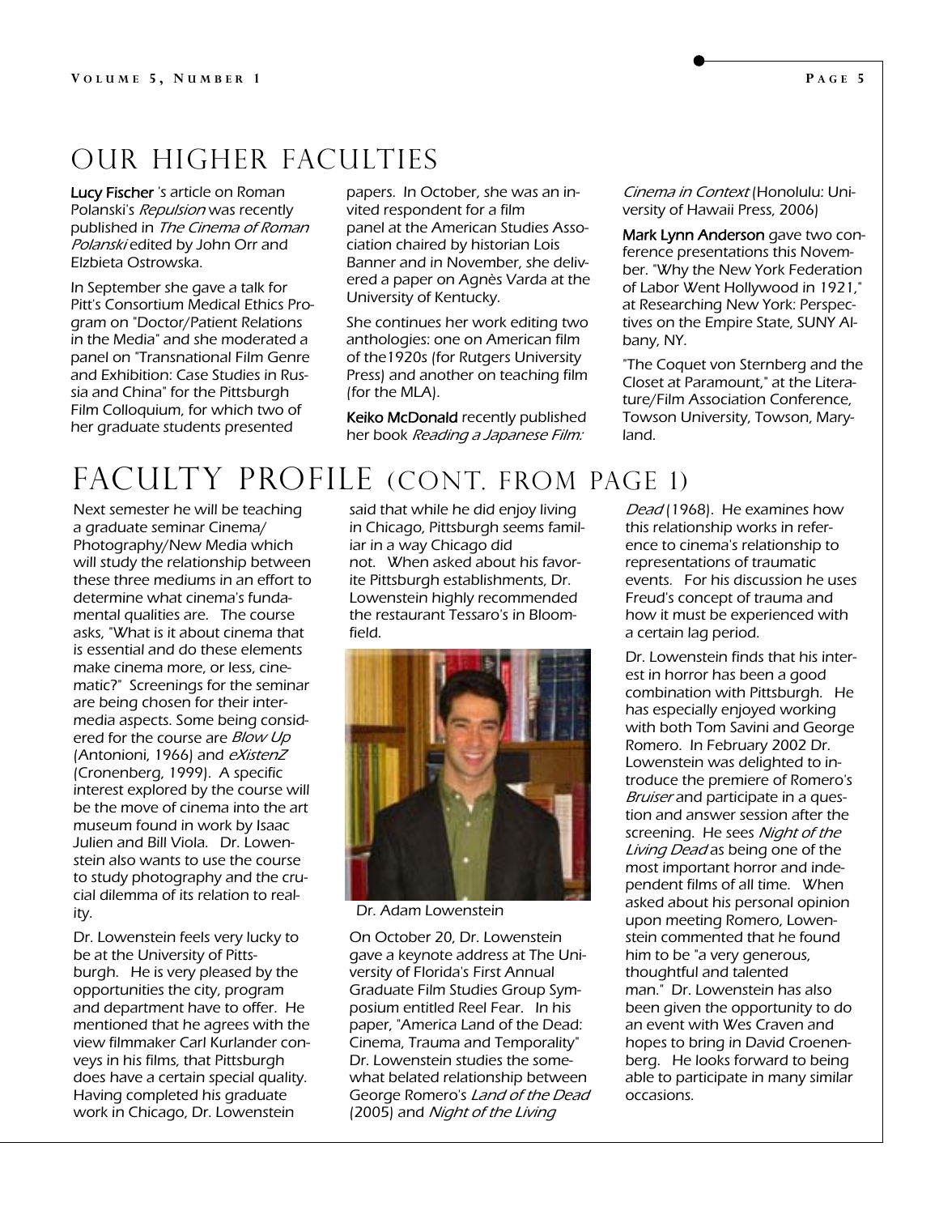# OUR HIGHER FACULTIES

**Lucy Fischer** 's article on Roman Polanski's *Repulsion* was recently published in *The Cinema of Roman Polanski* edited by John Orr and Elzbieta Ostrowska.

In September she gave a talk for Pitt's Consortium Medical Ethics Program on "Doctor/Patient Relations in the Media" and she moderated a panel on "Transnational Film Genre and Exhibition: Case Studies in Russia and China" for the Pittsburgh Film Colloquium, for which two of her graduate students presented papers. In October, she was an invited respondent for a film panel at the American Studies Association chaired by historian Lois Banner and in November, she delivered a paper on Agnès Varda at the University of Kentucky.

She continues her work editing two anthologies: one on American film of the1920s (for Rutgers University Press) and another on teaching film (for the MLA).

**Keiko McDonald** recently published her book *Reading a Japanese Film: Cinema in Context* (Honolulu: University of Hawaii Press, 2006)

**Mark Lynn Anderson** gave two conference presentations this November. "Why the New York Federation of Labor Went Hollywood in 1921," at Researching New York: Perspectives on the Empire State, SUNY Albany, NY.

"The Coquet von Sternberg and the Closet at Paramount," at the Literature/Film Association Conference, Towson University, Towson, Maryland.

# FACULTY PROFILE (CONT. FROM PAGE 1)

Next semester he will be teaching a graduate seminar Cinema/Photography/New Media which will study the relationship between these three mediums in an effort to determine what cinema's fundamental qualities are. The course asks, "What is it about cinema that is essential and do these elements make cinema more, or less, cinematic?" Screenings for the seminar are being chosen for their intermedia aspects. Some being considered for the course are *Blow Up* (Antonioni, 1966) and *eXistenZ* (Cronenberg, 1999). A specific interest explored by the course will be the move of cinema into the art museum found in work by Isaac Julien and Bill Viola. Dr. Lowenstein also wants to use the course to study photography and the crucial dilemma of its relation to reality.

Dr. Lowenstein feels very lucky to be at the University of Pittsburgh. He is very pleased by the opportunities the city, program and department have to offer. He mentioned that he agrees with the view filmmaker Carl Kurlander conveys in his films, that Pittsburgh does have a certain special quality. Having completed his graduate work in Chicago, Dr. Lowenstein said that while he did enjoy living in Chicago, Pittsburgh seems familiar in a way Chicago did not. When asked about his favorite Pittsburgh establishments, Dr. Lowenstein highly recommended the restaurant Tessaro's in Bloomfield.

Dr. Adam Lowenstein

On October 20, Dr. Lowenstein gave a keynote address at The University of Florida's First Annual Graduate Film Studies Group Symposium entitled Reel Fear. In his paper, "America Land of the Dead: Cinema, Trauma and Temporality" Dr. Lowenstein studies the somewhat belated relationship between George Romero's *Land of the Dead* (2005) and *Night of the Living Dead* (1968). He examines how this relationship works in reference to cinema's relationship to representations of traumatic events. For his discussion he uses Freud's concept of trauma and how it must be experienced with a certain lag period.

Dr. Lowenstein finds that his interest in horror has been a good combination with Pittsburgh. He has especially enjoyed working with both Tom Savini and George Romero. In February 2002 Dr. Lowenstein was delighted to introduce the premiere of Romero's *Bruiser* and participate in a question and answer session after the screening. He sees *Night of the Living Dead* as being one of the most important horror and independent films of all time. When asked about his personal opinion upon meeting Romero, Lowenstein commented that he found him to be "a very generous, thoughtful and talented man." Dr. Lowenstein has also been given the opportunity to do an event with Wes Craven and hopes to bring in David Croenenberg. He looks forward to being able to participate in many similar occasions.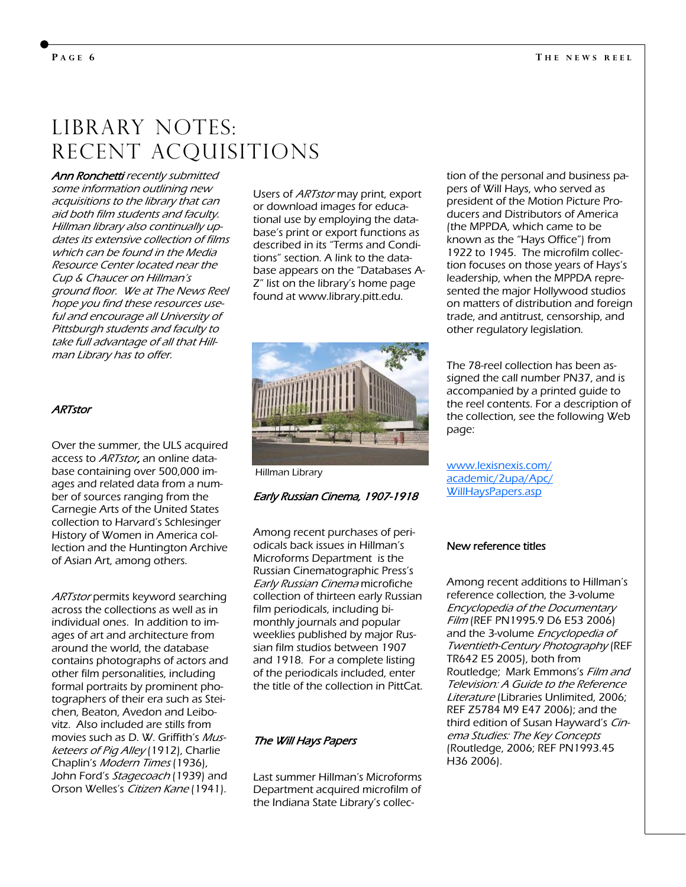# LIBRARY NOTES: RECENT ACQUISITIONS

*Ann Ronchetti recently submitted some information outlining new acquisitions to the library that can aid both film students and faculty. Hillman library also continually updates its extensive collection of films which can be found in the Media Resource Center located near the Cup & Chaucer on Hillman's ground floor. We at The News Reel hope you find these resources useful and encourage all University of Pittsburgh students and faculty to take full advantage of all that Hillman Library has to offer.*

### *ARTstor*

Over the summer, the ULS acquired access to *ARTstor*, an online database containing over 500,000 images and related data from a number of sources ranging from the Carnegie Arts of the United States collection to Harvard's Schlesinger History of Women in America collection and the Huntington Archive of Asian Art, among others.

*ARTstor* permits keyword searching across the collections as well as in individual ones. In addition to images of art and architecture from around the world, the database contains photographs of actors and other film personalities, including formal portraits by prominent photographers of their era such as Steichen, Beaton, Avedon and Leibovitz. Also included are stills from movies such as D. W. Griffith's *Musketeers of Pig Alley* (1912), Charlie Chaplin's *Modern Times* (1936), John Ford's *Stagecoach* (1939) and Orson Welles's *Citizen Kane* (1941).

Users of *ARTstor* may print, export or download images for educational use by employing the database's print or export functions as described in its "Terms and Conditions" section. A link to the database appears on the "Databases A-Z" list on the library's home page found at www.library.pitt.edu.

Hillman Library

### *Early Russian Cinema, 1907-1918*

Among recent purchases of periodicals back issues in Hillman's Microforms Department is the Russian Cinematographic Press's *Early Russian Cinema* microfiche collection of thirteen early Russian film periodicals, including bimonthly journals and popular weeklies published by major Russian film studios between 1907 and 1918. For a complete listing of the periodicals included, enter the title of the collection in PittCat.

### *The Will Hays Papers*

Last summer Hillman's Microforms Department acquired microfilm of the Indiana State Library's collection of the personal and business papers of Will Hays, who served as president of the Motion Picture Producers and Distributors of America (the MPPDA, which came to be known as the "Hays Office") from 1922 to 1945. The microfilm collection focuses on those years of Hays's leadership, when the MPPDA represented the major Hollywood studios on matters of distribution and foreign trade, and antitrust, censorship, and other regulatory legislation.

The 78-reel collection has been assigned the call number PN37, and is accompanied by a printed guide to the reel contents. For a description of the collection, see the following Web page:

www.lexisnexis.com/academic/2upa/Apc/WillHaysPapers.asp

### New reference titles

Among recent additions to Hillman's reference collection, the 3-volume *Encyclopedia of the Documentary Film* (REF PN1995.9 D6 E53 2006) and the 3-volume *Encyclopedia of Twentieth-Century Photography* (REF TR642 E5 2005), both from Routledge; Mark Emmons's *Film and Television: A Guide to the Reference Literature* (Libraries Unlimited, 2006; REF Z5784 M9 E47 2006); and the third edition of Susan Hayward's *Cinema Studies: The Key Concepts* (Routledge, 2006; REF PN1993.45 H36 2006).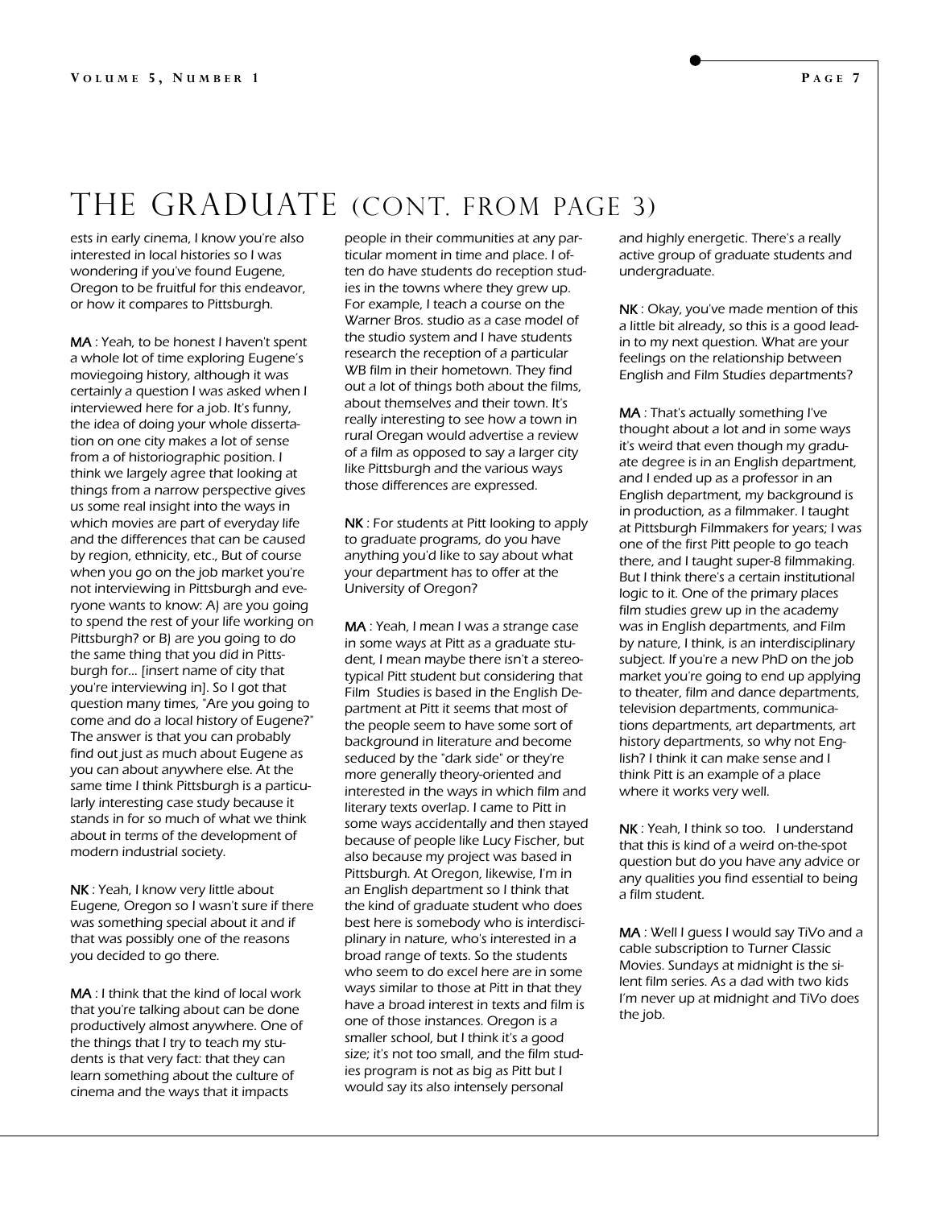// THE GRADUATE (CONT. FROM PAGE 3)

ests in early cinema, I know you're also interested in local histories so I was wondering if you've found Eugene, Oregon to be fruitful for this endeavor, or how it compares to Pittsburgh.

**MA** : Yeah, to be honest I haven't spent a whole lot of time exploring Eugene's moviegoing history, although it was certainly a question I was asked when I interviewed here for a job. It's funny, the idea of doing your whole dissertation on one city makes a lot of sense from a of historiographic position. I think we largely agree that looking at things from a narrow perspective gives us some real insight into the ways in which movies are part of everyday life and the differences that can be caused by region, ethnicity, etc., But of course when you go on the job market you're not interviewing in Pittsburgh and everyone wants to know: A) are you going to spend the rest of your life working on Pittsburgh? or B) are you going to do the same thing that you did in Pittsburgh for... [insert name of city that you're interviewing in]. So I got that question many times, "Are you going to come and do a local history of Eugene?" The answer is that you can probably find out just as much about Eugene as you can about anywhere else. At the same time I think Pittsburgh is a particularly interesting case study because it stands in for so much of what we think about in terms of the development of modern industrial society.

**NK** : Yeah, I know very little about Eugene, Oregon so I wasn't sure if there was something special about it and if that was possibly one of the reasons you decided to go there.

**MA** : I think that the kind of local work that you're talking about can be done productively almost anywhere. One of the things that I try to teach my students is that very fact: that they can learn something about the culture of cinema and the ways that it impacts people in their communities at any particular moment in time and place. I often do have students do reception studies in the towns where they grew up. For example, I teach a course on the Warner Bros. studio as a case model of the studio system and I have students research the reception of a particular WB film in their hometown. They find out a lot of things both about the films, about themselves and their town. It's really interesting to see how a town in rural Oregan would advertise a review of a film as opposed to say a larger city like Pittsburgh and the various ways those differences are expressed.

**NK** : For students at Pitt looking to apply to graduate programs, do you have anything you'd like to say about what your department has to offer at the University of Oregon?

**MA** : Yeah, I mean I was a strange case in some ways at Pitt as a graduate student, I mean maybe there isn't a stereotypical Pitt student but considering that Film Studies is based in the English Department at Pitt it seems that most of the people seem to have some sort of background in literature and become seduced by the "dark side" or they're more generally theory-oriented and interested in the ways in which film and literary texts overlap. I came to Pitt in some ways accidentally and then stayed because of people like Lucy Fischer, but also because my project was based in Pittsburgh. At Oregon, likewise, I'm in an English department so I think that the kind of graduate student who does best here is somebody who is interdisciplinary in nature, who's interested in a broad range of texts. So the students who seem to do excel here are in some ways similar to those at Pitt in that they have a broad interest in texts and film is one of those instances. Oregon is a smaller school, but I think it's a good size; it's not too small, and the film studies program is not as big as Pitt but I would say its also intensely personal and highly energetic. There's a really active group of graduate students and undergraduate.

**NK** : Okay, you've made mention of this a little bit already, so this is a good lead-in to my next question. What are your feelings on the relationship between English and Film Studies departments?

**MA** : That's actually something I've thought about a lot and in some ways it's weird that even though my graduate degree is in an English department, and I ended up as a professor in an English department, my background is in production, as a filmmaker. I taught at Pittsburgh Filmmakers for years; I was one of the first Pitt people to go teach there, and I taught super-8 filmmaking. But I think there's a certain institutional logic to it. One of the primary places film studies grew up in the academy was in English departments, and Film by nature, I think, is an interdisciplinary subject. If you're a new PhD on the job market you're going to end up applying to theater, film and dance departments, television departments, communications departments, art departments, art history departments, so why not English? I think it can make sense and I think Pitt is an example of a place where it works very well.

**NK** : Yeah, I think so too. I understand that this is kind of a weird on-the-spot question but do you have any advice or any qualities you find essential to being a film student.

**MA** : Well I guess I would say TiVo and a cable subscription to Turner Classic Movies. Sundays at midnight is the silent film series. As a dad with two kids I'm never up at midnight and TiVo does the job.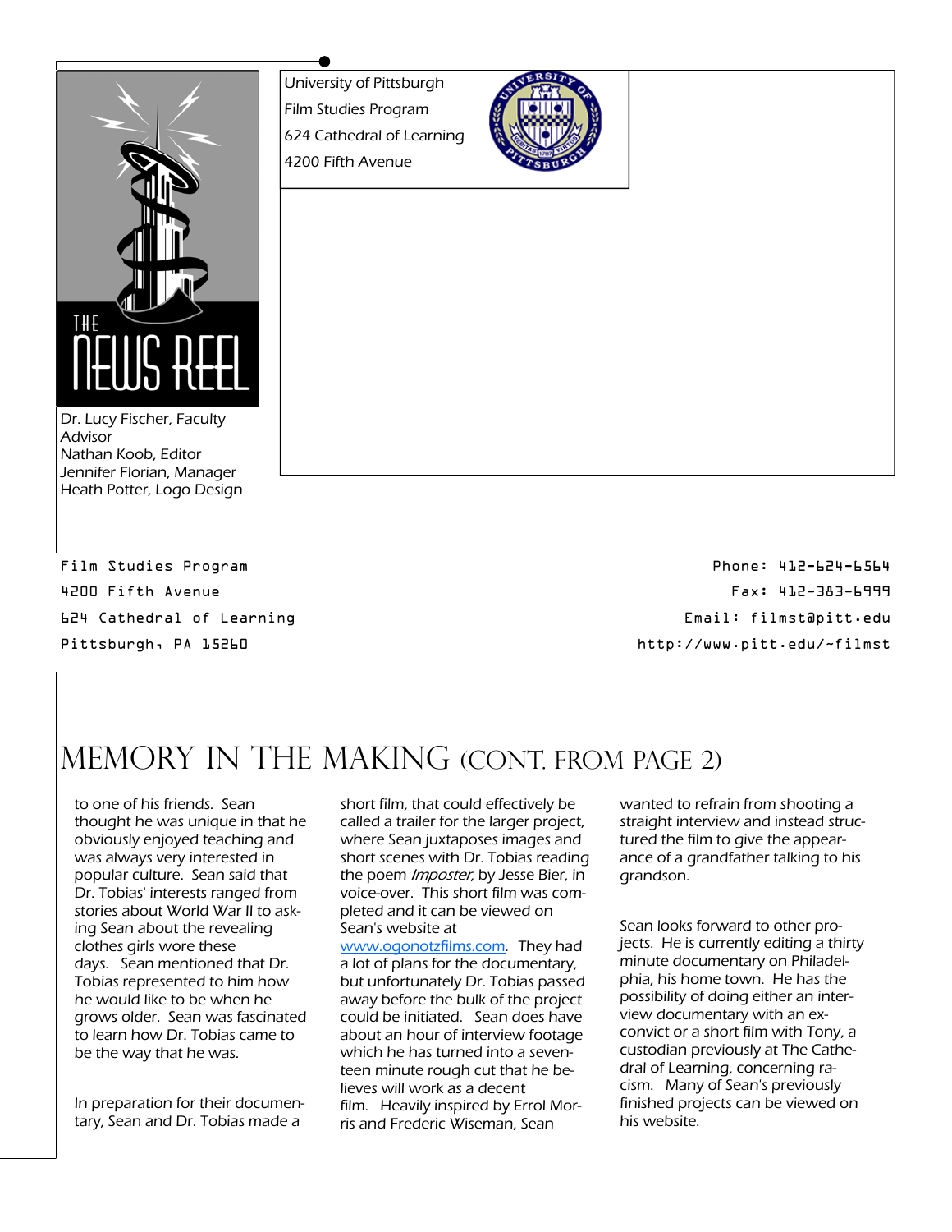Dr. Lucy Fischer, Faculty Advisor
Nathan Koob, Editor
Jennifer Florian, Manager
Heath Potter, Logo Design

University of Pittsburgh
Film Studies Program
624 Cathedral of Learning
4200 Fifth Avenue

Film Studies Program
4200 Fifth Avenue
624 Cathedral of Learning
Pittsburgh, PA 15260

Phone: 412-624-6564
Fax: 412-383-6999
Email: filmst@pitt.edu
http://www.pitt.edu/~filmst

# MEMORY IN THE MAKING (CONT. FROM PAGE 2)

to one of his friends. Sean thought he was unique in that he obviously enjoyed teaching and was always very interested in popular culture. Sean said that Dr. Tobias' interests ranged from stories about World War II to asking Sean about the revealing clothes girls wore these days. Sean mentioned that Dr. Tobias represented to him how he would like to be when he grows older. Sean was fascinated to learn how Dr. Tobias came to be the way that he was.

In preparation for their documentary, Sean and Dr. Tobias made a short film, that could effectively be called a trailer for the larger project, where Sean juxtaposes images and short scenes with Dr. Tobias reading the poem *Imposter*, by Jesse Bier, in voice-over. This short film was completed and it can be viewed on Sean's website at www.ogonotzfilms.com. They had a lot of plans for the documentary, but unfortunately Dr. Tobias passed away before the bulk of the project could be initiated. Sean does have about an hour of interview footage which he has turned into a seventeen minute rough cut that he believes will work as a decent film. Heavily inspired by Errol Morris and Frederic Wiseman, Sean wanted to refrain from shooting a straight interview and instead structured the film to give the appearance of a grandfather talking to his grandson.

Sean looks forward to other projects. He is currently editing a thirty minute documentary on Philadelphia, his home town. He has the possibility of doing either an interview documentary with an ex-convict or a short film with Tony, a custodian previously at The Cathedral of Learning, concerning racism. Many of Sean's previously finished projects can be viewed on his website.